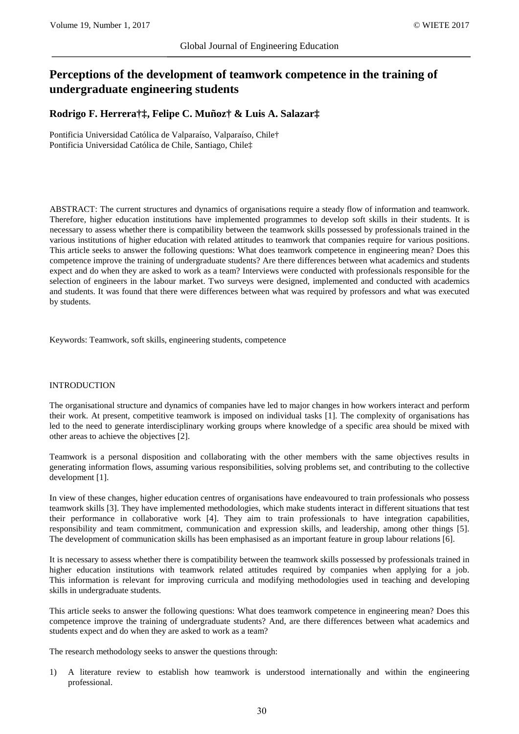# Perceptions of the development of teamwork competence in the training of undergraduate engineering students

**Rodrigo F. Herrera†‡, Felipe C. Muñoz† & Luis A. Salazar‡**

Pontificia Universidad Católica de Valparaíso, Valparaíso, Chile†
Pontificia Universidad Católica de Chile, Santiago, Chile‡

ABSTRACT: The current structures and dynamics of organisations require a steady flow of information and teamwork. Therefore, higher education institutions have implemented programmes to develop soft skills in their students. It is necessary to assess whether there is compatibility between the teamwork skills possessed by professionals trained in the various institutions of higher education with related attitudes to teamwork that companies require for various positions. This article seeks to answer the following questions: What does teamwork competence in engineering mean? Does this competence improve the training of undergraduate students? Are there differences between what academics and students expect and do when they are asked to work as a team? Interviews were conducted with professionals responsible for the selection of engineers in the labour market. Two surveys were designed, implemented and conducted with academics and students. It was found that there were differences between what was required by professors and what was executed by students.

Keywords: Teamwork, soft skills, engineering students, competence

## INTRODUCTION

The organisational structure and dynamics of companies have led to major changes in how workers interact and perform their work. At present, competitive teamwork is imposed on individual tasks [1]. The complexity of organisations has led to the need to generate interdisciplinary working groups where knowledge of a specific area should be mixed with other areas to achieve the objectives [2].

Teamwork is a personal disposition and collaborating with the other members with the same objectives results in generating information flows, assuming various responsibilities, solving problems set, and contributing to the collective development [1].

In view of these changes, higher education centres of organisations have endeavoured to train professionals who possess teamwork skills [3]. They have implemented methodologies, which make students interact in different situations that test their performance in collaborative work [4]. They aim to train professionals to have integration capabilities, responsibility and team commitment, communication and expression skills, and leadership, among other things [5]. The development of communication skills has been emphasised as an important feature in group labour relations [6].

It is necessary to assess whether there is compatibility between the teamwork skills possessed by professionals trained in higher education institutions with teamwork related attitudes required by companies when applying for a job. This information is relevant for improving curricula and modifying methodologies used in teaching and developing skills in undergraduate students.

This article seeks to answer the following questions: What does teamwork competence in engineering mean? Does this competence improve the training of undergraduate students? And, are there differences between what academics and students expect and do when they are asked to work as a team?

The research methodology seeks to answer the questions through:

1) A literature review to establish how teamwork is understood internationally and within the engineering professional.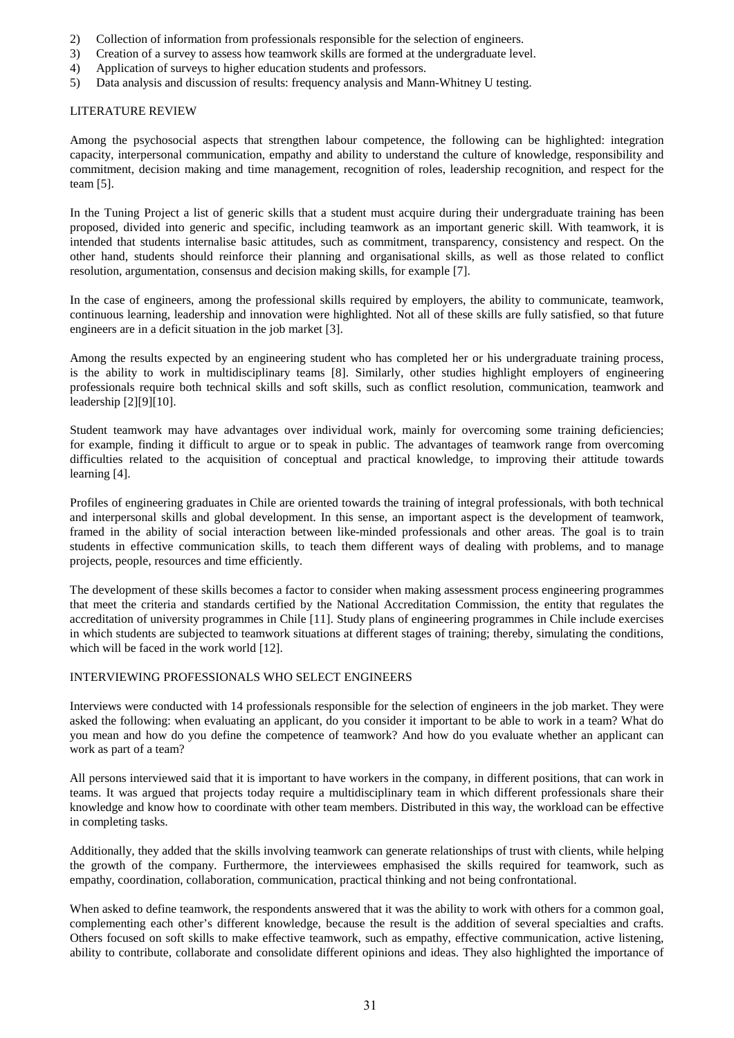2) Collection of information from professionals responsible for the selection of engineers.
3) Creation of a survey to assess how teamwork skills are formed at the undergraduate level.
4) Application of surveys to higher education students and professors.
5) Data analysis and discussion of results: frequency analysis and Mann-Whitney U testing.

## LITERATURE REVIEW

Among the psychosocial aspects that strengthen labour competence, the following can be highlighted: integration capacity, interpersonal communication, empathy and ability to understand the culture of knowledge, responsibility and commitment, decision making and time management, recognition of roles, leadership recognition, and respect for the team [5].

In the Tuning Project a list of generic skills that a student must acquire during their undergraduate training has been proposed, divided into generic and specific, including teamwork as an important generic skill. With teamwork, it is intended that students internalise basic attitudes, such as commitment, transparency, consistency and respect. On the other hand, students should reinforce their planning and organisational skills, as well as those related to conflict resolution, argumentation, consensus and decision making skills, for example [7].

In the case of engineers, among the professional skills required by employers, the ability to communicate, teamwork, continuous learning, leadership and innovation were highlighted. Not all of these skills are fully satisfied, so that future engineers are in a deficit situation in the job market [3].

Among the results expected by an engineering student who has completed her or his undergraduate training process, is the ability to work in multidisciplinary teams [8]. Similarly, other studies highlight employers of engineering professionals require both technical skills and soft skills, such as conflict resolution, communication, teamwork and leadership [2][9][10].

Student teamwork may have advantages over individual work, mainly for overcoming some training deficiencies; for example, finding it difficult to argue or to speak in public. The advantages of teamwork range from overcoming difficulties related to the acquisition of conceptual and practical knowledge, to improving their attitude towards learning [4].

Profiles of engineering graduates in Chile are oriented towards the training of integral professionals, with both technical and interpersonal skills and global development. In this sense, an important aspect is the development of teamwork, framed in the ability of social interaction between like-minded professionals and other areas. The goal is to train students in effective communication skills, to teach them different ways of dealing with problems, and to manage projects, people, resources and time efficiently.

The development of these skills becomes a factor to consider when making assessment process engineering programmes that meet the criteria and standards certified by the National Accreditation Commission, the entity that regulates the accreditation of university programmes in Chile [11]. Study plans of engineering programmes in Chile include exercises in which students are subjected to teamwork situations at different stages of training; thereby, simulating the conditions, which will be faced in the work world [12].

## INTERVIEWING PROFESSIONALS WHO SELECT ENGINEERS

Interviews were conducted with 14 professionals responsible for the selection of engineers in the job market. They were asked the following: when evaluating an applicant, do you consider it important to be able to work in a team? What do you mean and how do you define the competence of teamwork? And how do you evaluate whether an applicant can work as part of a team?

All persons interviewed said that it is important to have workers in the company, in different positions, that can work in teams. It was argued that projects today require a multidisciplinary team in which different professionals share their knowledge and know how to coordinate with other team members. Distributed in this way, the workload can be effective in completing tasks.

Additionally, they added that the skills involving teamwork can generate relationships of trust with clients, while helping the growth of the company. Furthermore, the interviewees emphasised the skills required for teamwork, such as empathy, coordination, collaboration, communication, practical thinking and not being confrontational.

When asked to define teamwork, the respondents answered that it was the ability to work with others for a common goal, complementing each other's different knowledge, because the result is the addition of several specialties and crafts. Others focused on soft skills to make effective teamwork, such as empathy, effective communication, active listening, ability to contribute, collaborate and consolidate different opinions and ideas. They also highlighted the importance of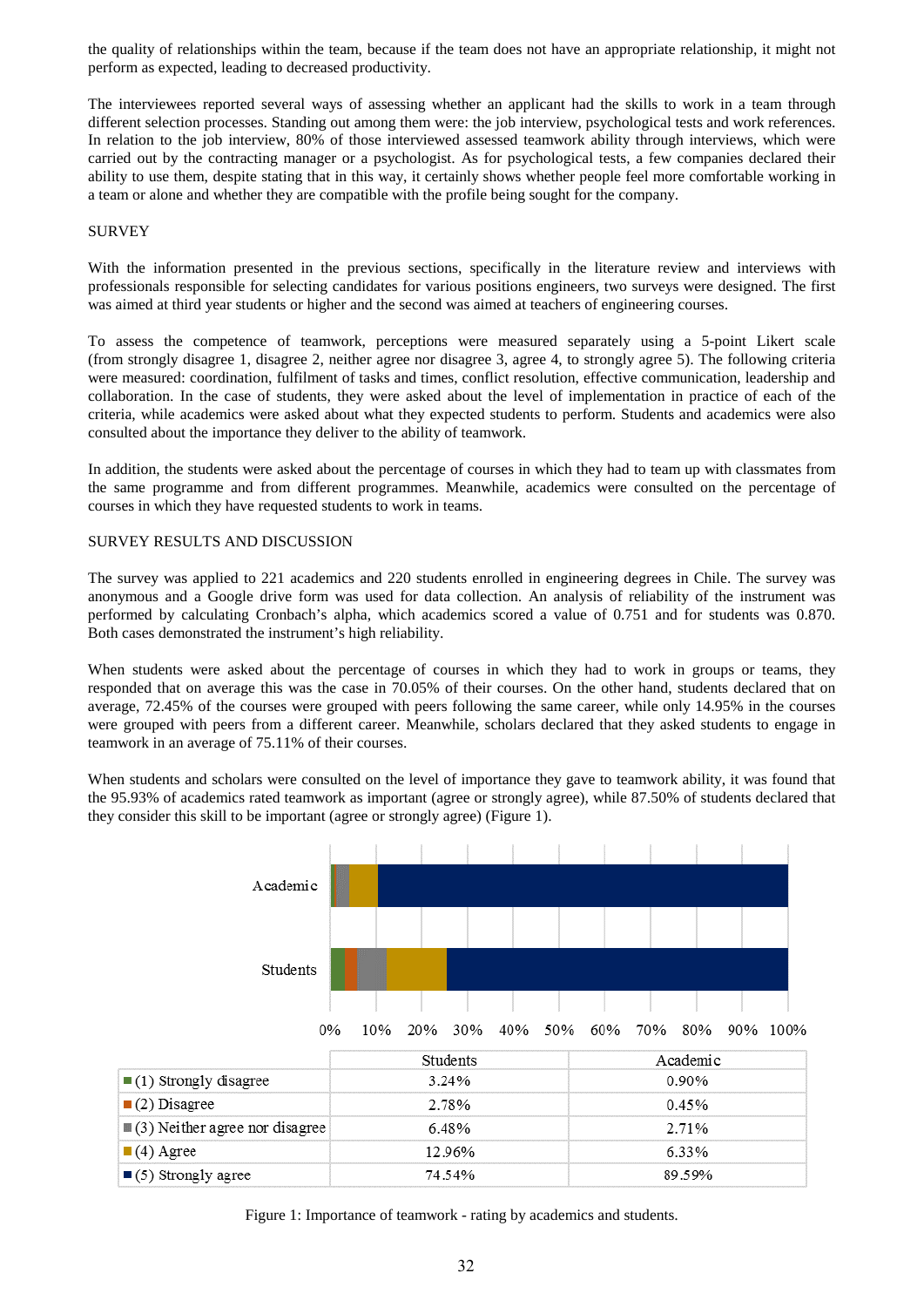the quality of relationships within the team, because if the team does not have an appropriate relationship, it might not perform as expected, leading to decreased productivity.

The interviewees reported several ways of assessing whether an applicant had the skills to work in a team through different selection processes. Standing out among them were: the job interview, psychological tests and work references. In relation to the job interview, 80% of those interviewed assessed teamwork ability through interviews, which were carried out by the contracting manager or a psychologist. As for psychological tests, a few companies declared their ability to use them, despite stating that in this way, it certainly shows whether people feel more comfortable working in a team or alone and whether they are compatible with the profile being sought for the company.

## SURVEY

With the information presented in the previous sections, specifically in the literature review and interviews with professionals responsible for selecting candidates for various positions engineers, two surveys were designed. The first was aimed at third year students or higher and the second was aimed at teachers of engineering courses.

To assess the competence of teamwork, perceptions were measured separately using a 5-point Likert scale (from strongly disagree 1, disagree 2, neither agree nor disagree 3, agree 4, to strongly agree 5). The following criteria were measured: coordination, fulfilment of tasks and times, conflict resolution, effective communication, leadership and collaboration. In the case of students, they were asked about the level of implementation in practice of each of the criteria, while academics were asked about what they expected students to perform. Students and academics were also consulted about the importance they deliver to the ability of teamwork.

In addition, the students were asked about the percentage of courses in which they had to team up with classmates from the same programme and from different programmes. Meanwhile, academics were consulted on the percentage of courses in which they have requested students to work in teams.

## SURVEY RESULTS AND DISCUSSION

The survey was applied to 221 academics and 220 students enrolled in engineering degrees in Chile. The survey was anonymous and a Google drive form was used for data collection. An analysis of reliability of the instrument was performed by calculating Cronbach's alpha, which academics scored a value of 0.751 and for students was 0.870. Both cases demonstrated the instrument's high reliability.

When students were asked about the percentage of courses in which they had to work in groups or teams, they responded that on average this was the case in 70.05% of their courses. On the other hand, students declared that on average, 72.45% of the courses were grouped with peers following the same career, while only 14.95% in the courses were grouped with peers from a different career. Meanwhile, scholars declared that they asked students to engage in teamwork in an average of 75.11% of their courses.

When students and scholars were consulted on the level of importance they gave to teamwork ability, it was found that the 95.93% of academics rated teamwork as important (agree or strongly agree), while 87.50% of students declared that they consider this skill to be important (agree or strongly agree) (Figure 1).

| | Students | Academic |
|---|---|---|
| (1) Strongly disagree | 3.24% | 0.90% |
| (2) Disagree | 2.78% | 0.45% |
| (3) Neither agree nor disagree | 6.48% | 2.71% |
| (4) Agree | 12.96% | 6.33% |
| (5) Strongly agree | 74.54% | 89.59% |

Figure 1: Importance of teamwork - rating by academics and students.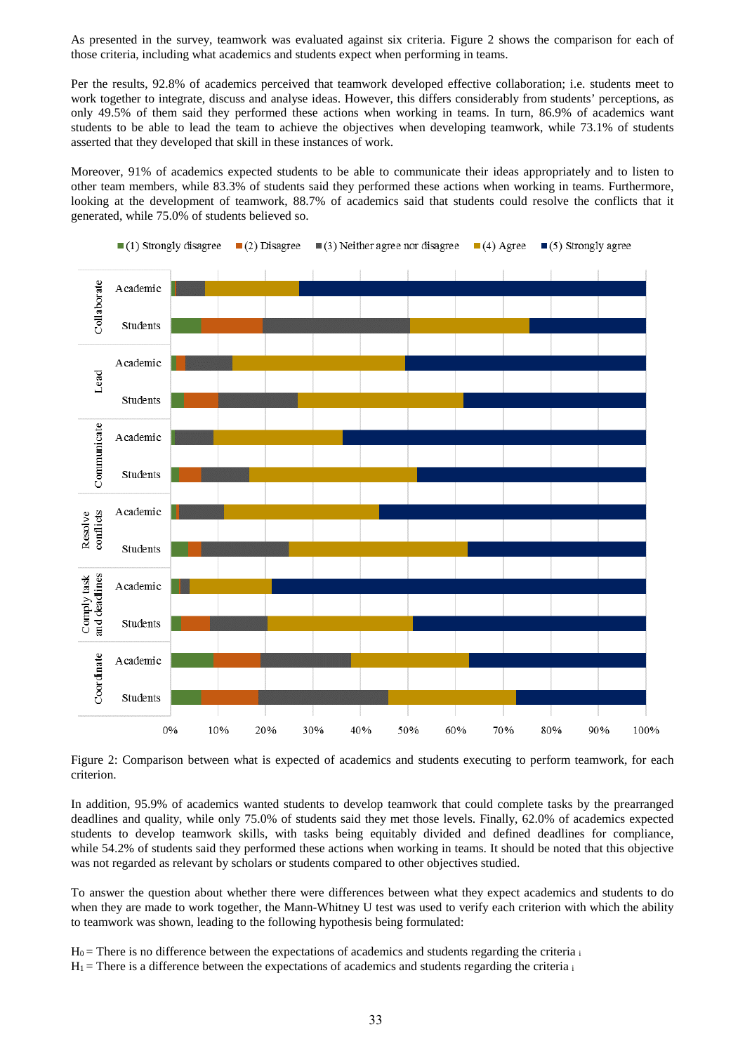As presented in the survey, teamwork was evaluated against six criteria. Figure 2 shows the comparison for each of those criteria, including what academics and students expect when performing in teams.

Per the results, 92.8% of academics perceived that teamwork developed effective collaboration; i.e. students meet to work together to integrate, discuss and analyse ideas. However, this differs considerably from students' perceptions, as only 49.5% of them said they performed these actions when working in teams. In turn, 86.9% of academics want students to be able to lead the team to achieve the objectives when developing teamwork, while 73.1% of students asserted that they developed that skill in these instances of work.

Moreover, 91% of academics expected students to be able to communicate their ideas appropriately and to listen to other team members, while 83.3% of students said they performed these actions when working in teams. Furthermore, looking at the development of teamwork, 88.7% of academics said that students could resolve the conflicts that it generated, while 75.0% of students believed so.

Figure 2: Comparison between what is expected of academics and students executing to perform teamwork, for each criterion.

In addition, 95.9% of academics wanted students to develop teamwork that could complete tasks by the prearranged deadlines and quality, while only 75.0% of students said they met those levels. Finally, 62.0% of academics expected students to develop teamwork skills, with tasks being equitably divided and defined deadlines for compliance, while 54.2% of students said they performed these actions when working in teams. It should be noted that this objective was not regarded as relevant by scholars or students compared to other objectives studied.

To answer the question about whether there were differences between what they expect academics and students to do when they are made to work together, the Mann-Whitney U test was used to verify each criterion with which the ability to teamwork was shown, leading to the following hypothesis being formulated:

$H_0$ = There is no difference between the expectations of academics and students regarding the criteria $_i$
$H_1$ = There is a difference between the expectations of academics and students regarding the criteria $_i$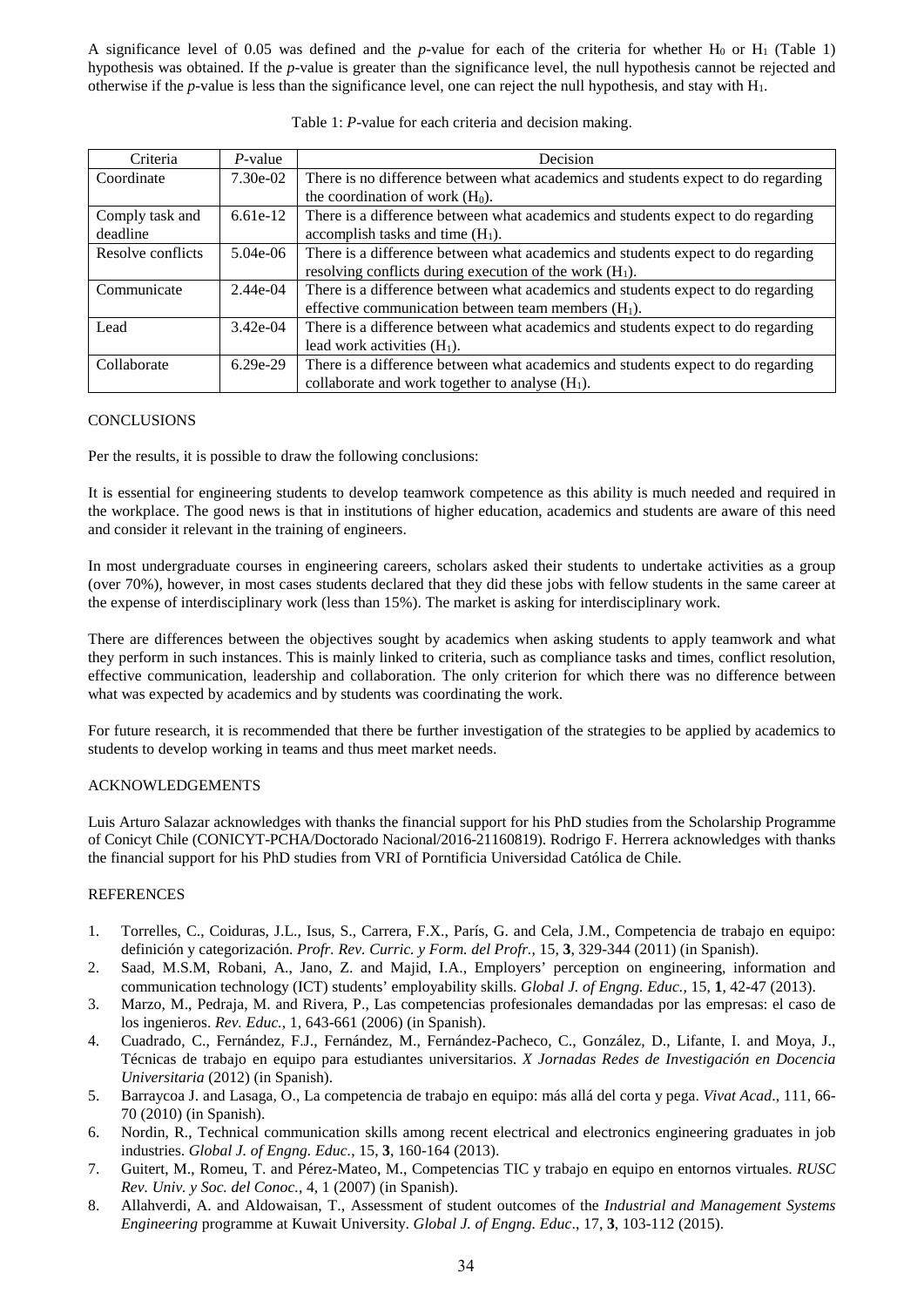A significance level of 0.05 was defined and the *p*-value for each of the criteria for whether $H_0$ or $H_1$ (Table 1) hypothesis was obtained. If the *p*-value is greater than the significance level, the null hypothesis cannot be rejected and otherwise if the *p*-value is less than the significance level, one can reject the null hypothesis, and stay with $H_1$.

Table 1: *P*-value for each criteria and decision making.

| Criteria | *P*-value | Decision |
|---|---|---|
| Coordinate | 7.30e-02 | There is no difference between what academics and students expect to do regarding the coordination of work ($H_0$). |
| Comply task and deadline | 6.61e-12 | There is a difference between what academics and students expect to do regarding accomplish tasks and time ($H_1$). |
| Resolve conflicts | 5.04e-06 | There is a difference between what academics and students expect to do regarding resolving conflicts during execution of the work ($H_1$). |
| Communicate | 2.44e-04 | There is a difference between what academics and students expect to do regarding effective communication between team members ($H_1$). |
| Lead | 3.42e-04 | There is a difference between what academics and students expect to do regarding lead work activities ($H_1$). |
| Collaborate | 6.29e-29 | There is a difference between what academics and students expect to do regarding collaborate and work together to analyse ($H_1$). |

## CONCLUSIONS

Per the results, it is possible to draw the following conclusions:

It is essential for engineering students to develop teamwork competence as this ability is much needed and required in the workplace. The good news is that in institutions of higher education, academics and students are aware of this need and consider it relevant in the training of engineers.

In most undergraduate courses in engineering careers, scholars asked their students to undertake activities as a group (over 70%), however, in most cases students declared that they did these jobs with fellow students in the same career at the expense of interdisciplinary work (less than 15%). The market is asking for interdisciplinary work.

There are differences between the objectives sought by academics when asking students to apply teamwork and what they perform in such instances. This is mainly linked to criteria, such as compliance tasks and times, conflict resolution, effective communication, leadership and collaboration. The only criterion for which there was no difference between what was expected by academics and by students was coordinating the work.

For future research, it is recommended that there be further investigation of the strategies to be applied by academics to students to develop working in teams and thus meet market needs.

## ACKNOWLEDGEMENTS

Luis Arturo Salazar acknowledges with thanks the financial support for his PhD studies from the Scholarship Programme of Conicyt Chile (CONICYT-PCHA/Doctorado Nacional/2016-21160819). Rodrigo F. Herrera acknowledges with thanks the financial support for his PhD studies from VRI of Porntificia Universidad Católica de Chile.

## REFERENCES

1. Torrelles, C., Coiduras, J.L., Isus, S., Carrera, F.X., París, G. and Cela, J.M., Competencia de trabajo en equipo: definición y categorización. *Profr. Rev. Curric. y Form. del Profr.*, 15, **3**, 329-344 (2011) (in Spanish).
2. Saad, M.S.M, Robani, A., Jano, Z. and Majid, I.A., Employers' perception on engineering, information and communication technology (ICT) students' employability skills. *Global J. of Engng. Educ.*, 15, **1**, 42-47 (2013).
3. Marzo, M., Pedraja, M. and Rivera, P., Las competencias profesionales demandadas por las empresas: el caso de los ingenieros. *Rev. Educ.*, 1, 643-661 (2006) (in Spanish).
4. Cuadrado, C., Fernández, F.J., Fernández, M., Fernández-Pacheco, C., González, D., Lifante, I. and Moya, J., Técnicas de trabajo en equipo para estudiantes universitarios. *X Jornadas Redes de Investigación en Docencia Universitaria* (2012) (in Spanish).
5. Barraycoa J. and Lasaga, O., La competencia de trabajo en equipo: más allá del corta y pega. *Vivat Acad*., 111, 66-70 (2010) (in Spanish).
6. Nordin, R., Technical communication skills among recent electrical and electronics engineering graduates in job industries. *Global J. of Engng. Educ.*, 15, **3**, 160-164 (2013).
7. Guitert, M., Romeu, T. and Pérez-Mateo, M., Competencias TIC y trabajo en equipo en entornos virtuales. *RUSC Rev. Univ. y Soc. del Conoc.*, 4, 1 (2007) (in Spanish).
8. Allahverdi, A. and Aldowaisan, T., Assessment of student outcomes of the *Industrial and Management Systems Engineering* programme at Kuwait University. *Global J. of Engng. Educ*., 17, **3**, 103-112 (2015).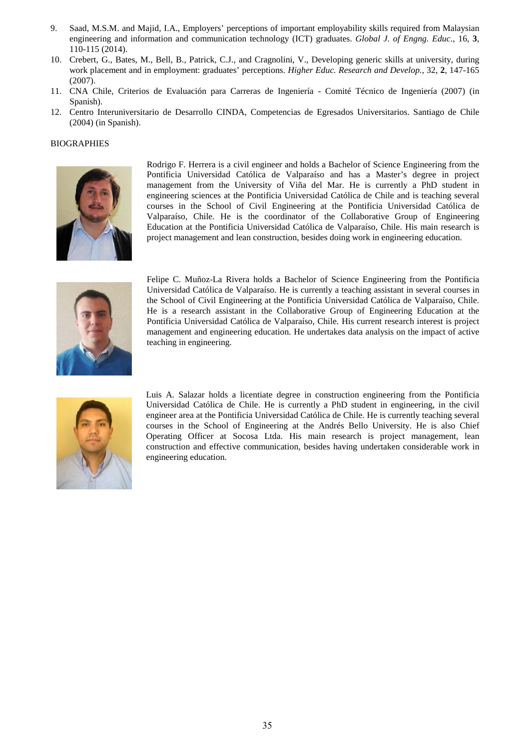9. Saad, M.S.M. and Majid, I.A., Employers' perceptions of important employability skills required from Malaysian engineering and information and communication technology (ICT) graduates. *Global J. of Engng. Educ*., 16, **3**, 110-115 (2014).
10. Crebert, G., Bates, M., Bell, B., Patrick, C.J., and Cragnolini, V., Developing generic skills at university, during work placement and in employment: graduates' perceptions. *Higher Educ. Research and Develop.*, 32, **2**, 147-165 (2007).
11. CNA Chile, Criterios de Evaluación para Carreras de Ingeniería - Comité Técnico de Ingeniería (2007) (in Spanish).
12. Centro Interuniversitario de Desarrollo CINDA, Competencias de Egresados Universitarios. Santiago de Chile (2004) (in Spanish).

BIOGRAPHIES

Rodrigo F. Herrera is a civil engineer and holds a Bachelor of Science Engineering from the Pontificia Universidad Católica de Valparaíso and has a Master's degree in project management from the University of Viña del Mar. He is currently a PhD student in engineering sciences at the Pontificia Universidad Católica de Chile and is teaching several courses in the School of Civil Engineering at the Pontificia Universidad Católica de Valparaíso, Chile. He is the coordinator of the Collaborative Group of Engineering Education at the Pontificia Universidad Católica de Valparaíso, Chile. His main research is project management and lean construction, besides doing work in engineering education.

Felipe C. Muñoz-La Rivera holds a Bachelor of Science Engineering from the Pontificia Universidad Católica de Valparaíso. He is currently a teaching assistant in several courses in the School of Civil Engineering at the Pontificia Universidad Católica de Valparaíso, Chile. He is a research assistant in the Collaborative Group of Engineering Education at the Pontificia Universidad Católica de Valparaíso, Chile. His current research interest is project management and engineering education. He undertakes data analysis on the impact of active teaching in engineering.

Luis A. Salazar holds a licentiate degree in construction engineering from the Pontificia Universidad Católica de Chile. He is currently a PhD student in engineering, in the civil engineer area at the Pontificia Universidad Católica de Chile. He is currently teaching several courses in the School of Engineering at the Andrés Bello University. He is also Chief Operating Officer at Socosa Ltda. His main research is project management, lean construction and effective communication, besides having undertaken considerable work in engineering education.